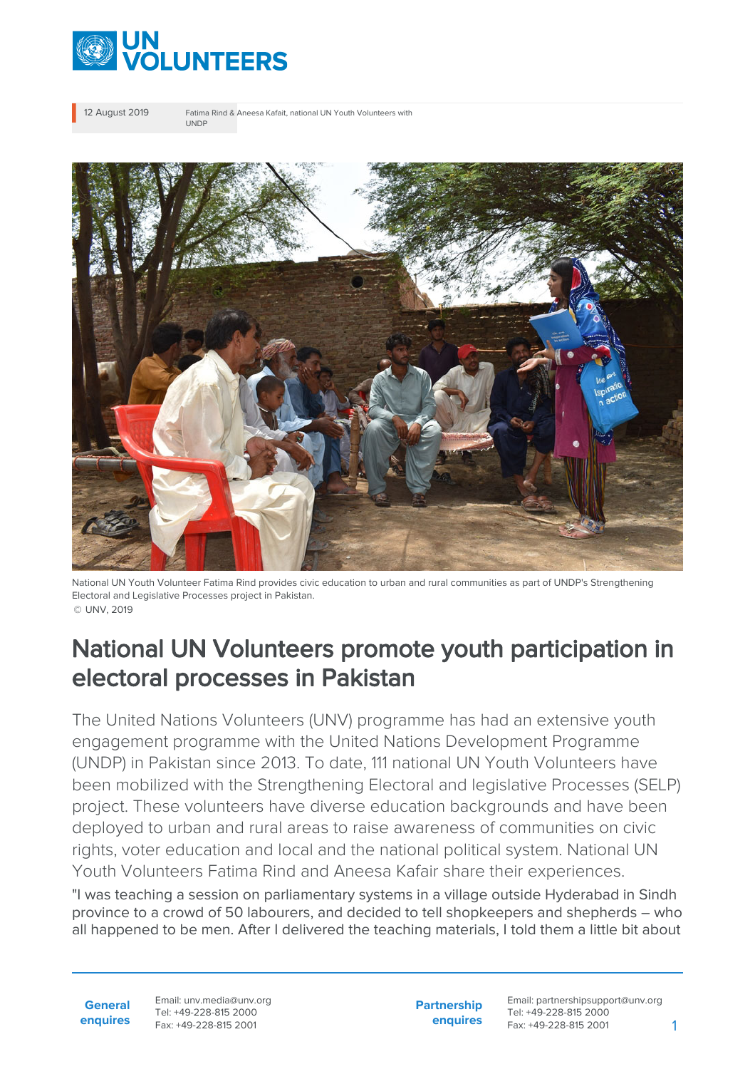12 August 2019

Fatima Rind & Aneesa Kafait, national UN Youth Volunteers with UNDP

National UN Youth Volunteer Fatima Rind provides civic education to urban and rural communities as part of UNDP's Strengthening Electoral and Legislative Processes project in Pakistan.
© UNV, 2019

# National UN Volunteers promote youth participation in electoral processes in Pakistan

The United Nations Volunteers (UNV) programme has had an extensive youth engagement programme with the United Nations Development Programme (UNDP) in Pakistan since 2013. To date, 111 national UN Youth Volunteers have been mobilized with the Strengthening Electoral and legislative Processes (SELP) project. These volunteers have diverse education backgrounds and have been deployed to urban and rural areas to raise awareness of communities on civic rights, voter education and local and the national political system. National UN Youth Volunteers Fatima Rind and Aneesa Kafair share their experiences.

"I was teaching a session on parliamentary systems in a village outside Hyderabad in Sindh province to a crowd of 50 labourers, and decided to tell shopkeepers and shepherds – who all happened to be men. After I delivered the teaching materials, I told them a little bit about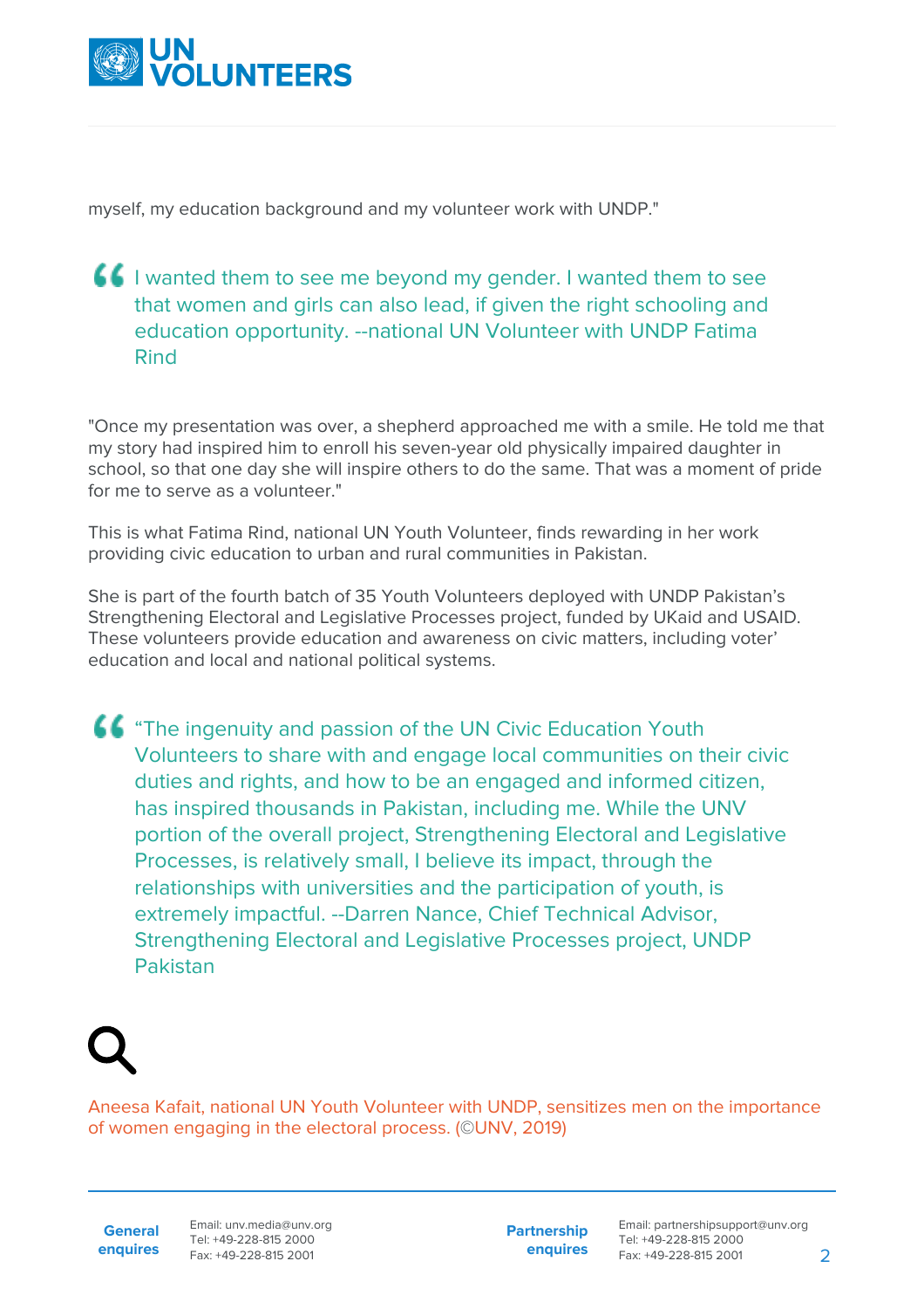myself, my education background and my volunteer work with UNDP."

> I wanted them to see me beyond my gender. I wanted them to see that women and girls can also lead, if given the right schooling and education opportunity. --national UN Volunteer with UNDP Fatima Rind

"Once my presentation was over, a shepherd approached me with a smile. He told me that my story had inspired him to enroll his seven-year old physically impaired daughter in school, so that one day she will inspire others to do the same. That was a moment of pride for me to serve as a volunteer."

This is what Fatima Rind, national UN Youth Volunteer, finds rewarding in her work providing civic education to urban and rural communities in Pakistan.

She is part of the fourth batch of 35 Youth Volunteers deployed with UNDP Pakistan's Strengthening Electoral and Legislative Processes project, funded by UKaid and USAID. These volunteers provide education and awareness on civic matters, including voter' education and local and national political systems.

> "The ingenuity and passion of the UN Civic Education Youth Volunteers to share with and engage local communities on their civic duties and rights, and how to be an engaged and informed citizen, has inspired thousands in Pakistan, including me. While the UNV portion of the overall project, Strengthening Electoral and Legislative Processes, is relatively small, I believe its impact, through the relationships with universities and the participation of youth, is extremely impactful. --Darren Nance, Chief Technical Advisor, Strengthening Electoral and Legislative Processes project, UNDP Pakistan

Aneesa Kafait, national UN Youth Volunteer with UNDP, sensitizes men on the importance of women engaging in the electoral process. (©UNV, 2019)

**General enquires** Email: unv.media@unv.org Tel: +49-228-815 2000 Fax: +49-228-815 2001

**Partnership enquires** Email: partnershipsupport@unv.org Tel: +49-228-815 2000 Fax: +49-228-815 2001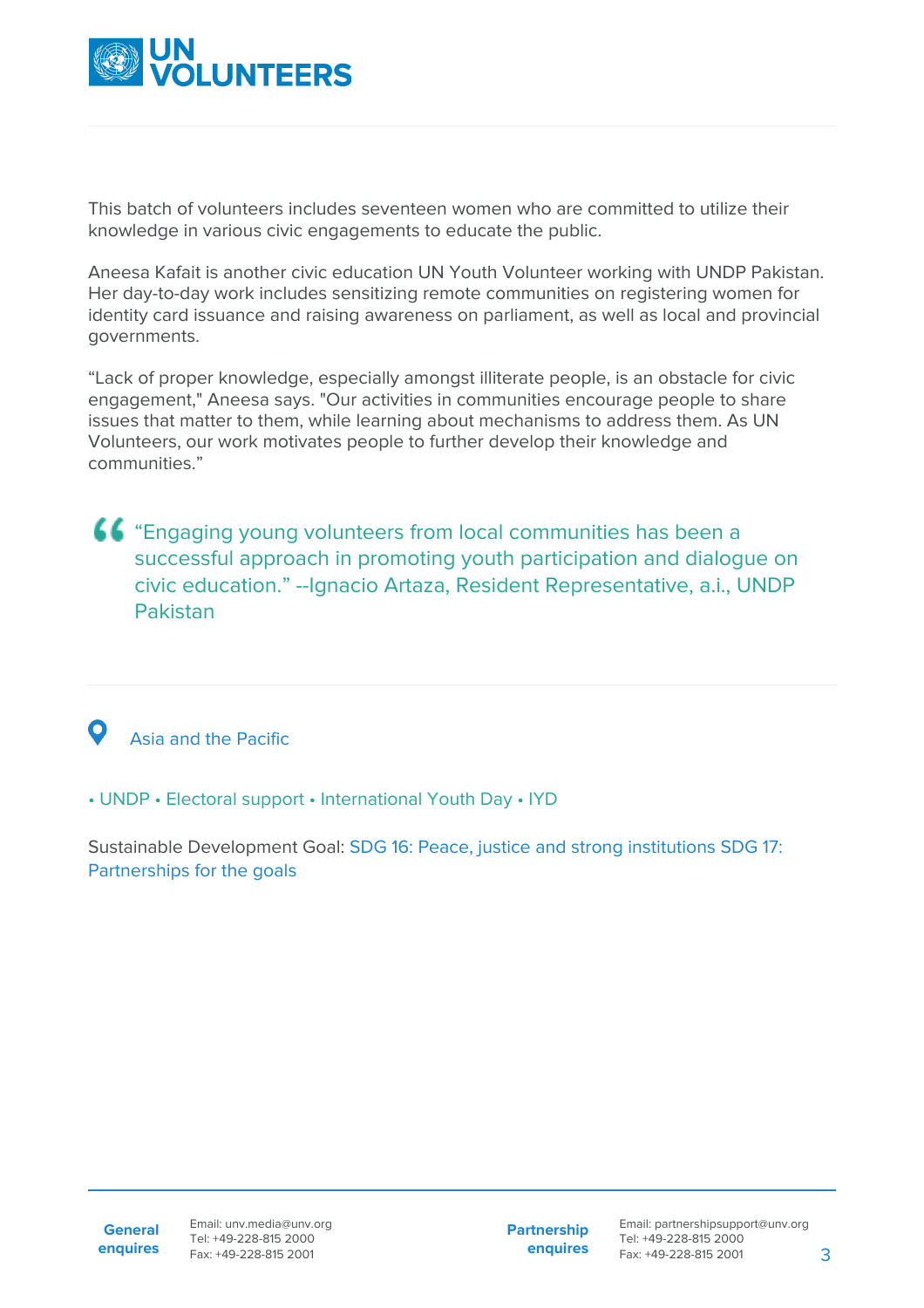This batch of volunteers includes seventeen women who are committed to utilize their knowledge in various civic engagements to educate the public.

Aneesa Kafait is another civic education UN Youth Volunteer working with UNDP Pakistan. Her day-to-day work includes sensitizing remote communities on registering women for identity card issuance and raising awareness on parliament, as well as local and provincial governments.

“Lack of proper knowledge, especially amongst illiterate people, is an obstacle for civic engagement," Aneesa says. "Our activities in communities encourage people to share issues that matter to them, while learning about mechanisms to address them. As UN Volunteers, our work motivates people to further develop their knowledge and communities.”

> “Engaging young volunteers from local communities has been a successful approach in promoting youth participation and dialogue on civic education.” --Ignacio Artaza, Resident Representative, a.i., UNDP Pakistan

Asia and the Pacific

• UNDP • Electoral support • International Youth Day • IYD

Sustainable Development Goal: SDG 16: Peace, justice and strong institutions SDG 17: Partnerships for the goals

**General enquires** Email: unv.media@unv.org Tel: +49-228-815 2000 Fax: +49-228-815 2001

**Partnership enquires** Email: partnershipsupport@unv.org Tel: +49-228-815 2000 Fax: +49-228-815 2001